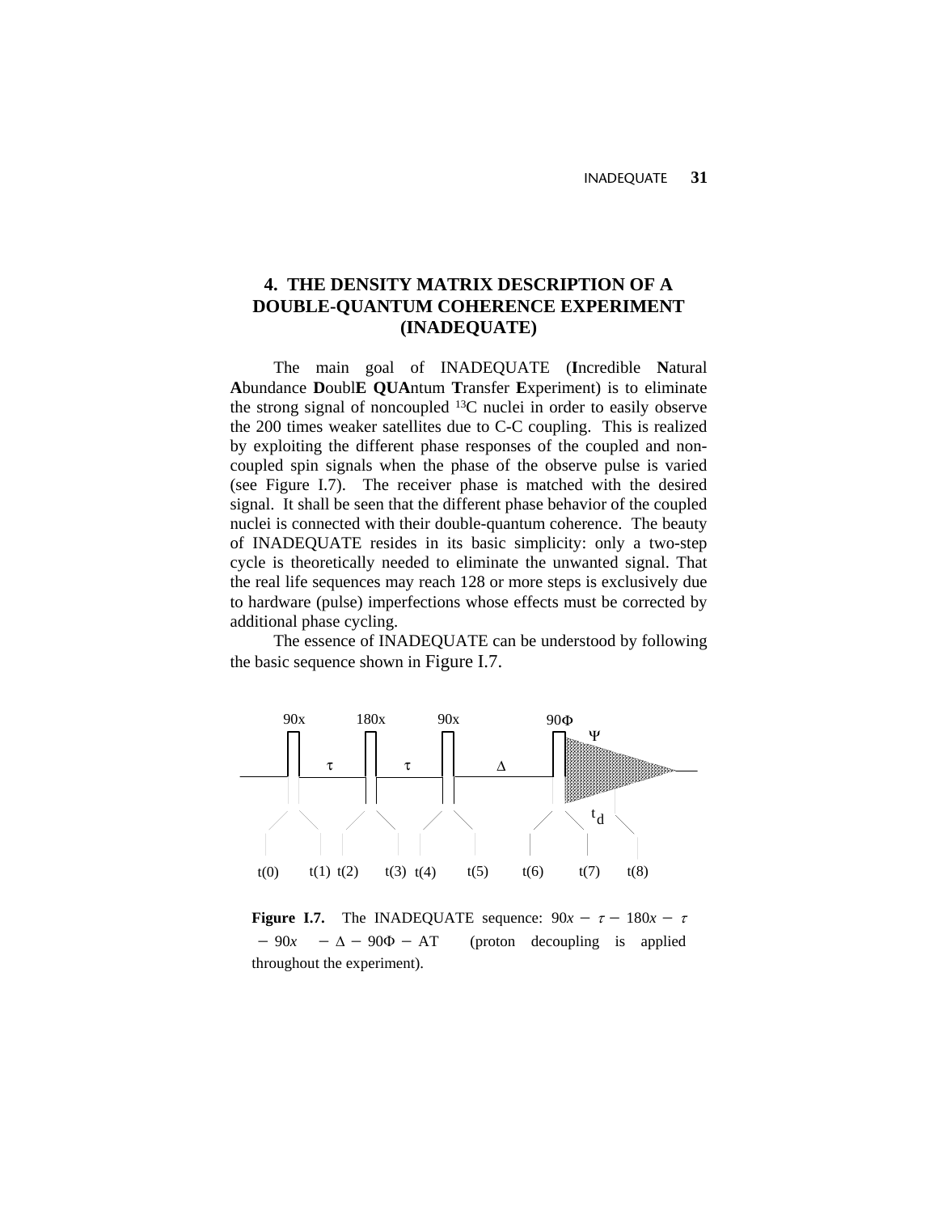## 4. THE DENSITY MATRIX DESCRIPTION OF A DOUBLE-QUANTUM COHERENCE EXPERIMENT (INADEQUATE)

The main goal of INADEQUATE (**I**ncredible **N**atural **A**bundance **D**oubl**E** **QUA**ntum **T**ransfer **E**xperiment) is to eliminate the strong signal of noncoupled $^{13}C$ nuclei in order to easily observe the 200 times weaker satellites due to C-C coupling. This is realized by exploiting the different phase responses of the coupled and non-coupled spin signals when the phase of the observe pulse is varied (see Figure I.7). The receiver phase is matched with the desired signal. It shall be seen that the different phase behavior of the coupled nuclei is connected with their double-quantum coherence. The beauty of INADEQUATE resides in its basic simplicity: only a two-step cycle is theoretically needed to eliminate the unwanted signal. That the real life sequences may reach 128 or more steps is exclusively due to hardware (pulse) imperfections whose effects must be corrected by additional phase cycling.

The essence of INADEQUATE can be understood by following the basic sequence shown in Figure I.7.

90x 180x 90x 90Φ Ψ τ τ Δ t_d t(0) t(1) t(2) t(3) t(4) t(5) t(6) t(7) t(8)

**Figure I.7.** The INADEQUATE sequence: $90x - \tau - 180x - \tau - 90x - \Delta - 90\Phi -$ AT (proton decoupling is applied throughout the experiment).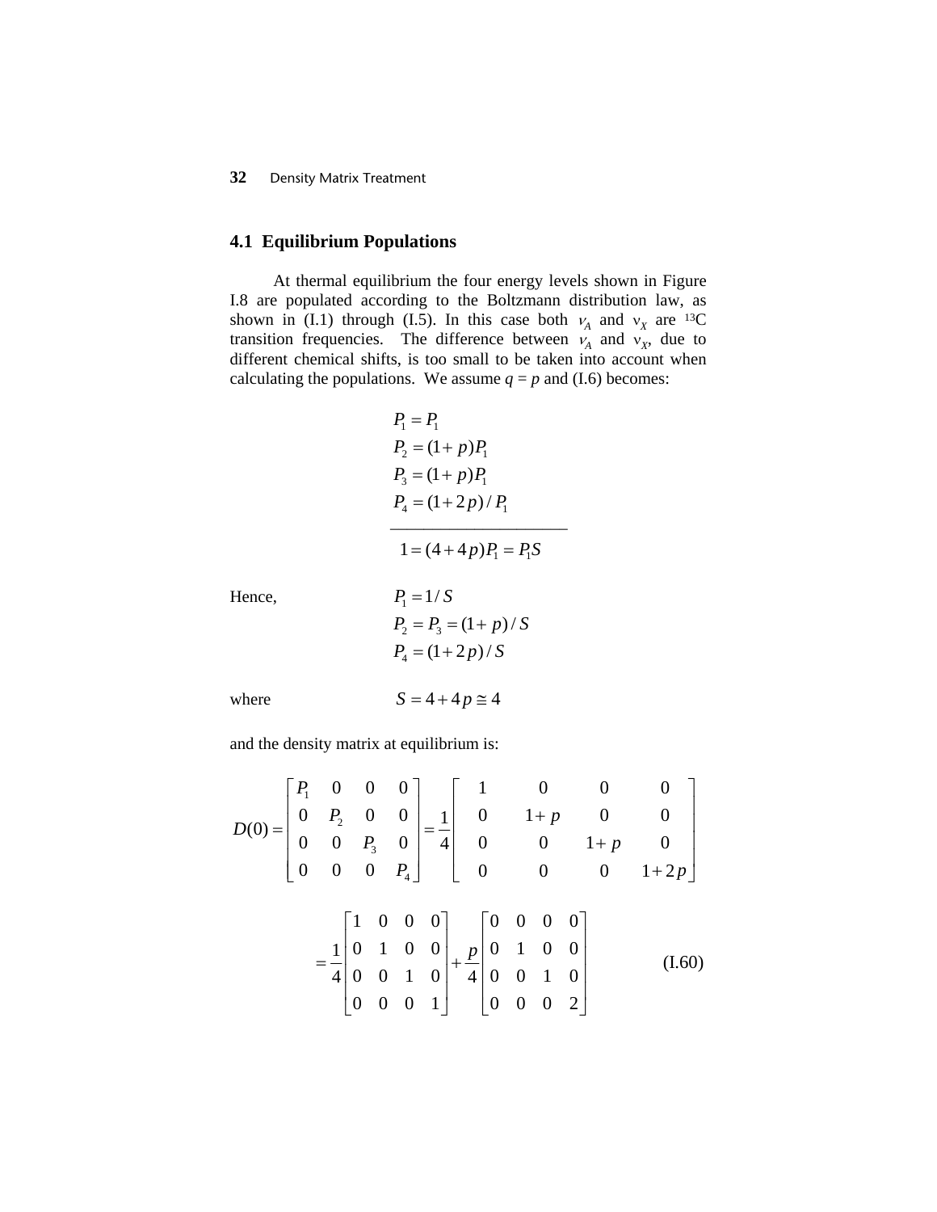## 4.1 Equilibrium Populations

At thermal equilibrium the four energy levels shown in Figure I.8 are populated according to the Boltzmann distribution law, as shown in (I.1) through (I.5). In this case both $\nu_A$ and $\nu_X$ are [13]C transition frequencies. The difference between $\nu_A$ and $\nu_X$, due to different chemical shifts, is too small to be taken into account when calculating the populations. We assume $q = p$ and (I.6) becomes:

$$
\begin{aligned}
P_1 &= P_1 \\
P_2 &= (1+p)P_1 \\
P_3 &= (1+p)P_1 \\
P_4 &= (1+2p)/P_1 \\
\hline
1 &= (4+4p)P_1 = P_1 S
\end{aligned}
$$

Hence,

$$
\begin{aligned}
P_1 &= 1/S \\
P_2 &= P_3 = (1+p)/S \\
P_4 &= (1+2p)/S
\end{aligned}
$$

where

$$S = 4 + 4p \cong 4$$

and the density matrix at equilibrium is:

$$
D(0) = \begin{bmatrix} P_1 & 0 & 0 & 0 \\ 0 & P_2 & 0 & 0 \\ 0 & 0 & P_3 & 0 \\ 0 & 0 & 0 & P_4 \end{bmatrix} = \frac{1}{4}\begin{bmatrix} 1 & 0 & 0 & 0 \\ 0 & 1+p & 0 & 0 \\ 0 & 0 & 1+p & 0 \\ 0 & 0 & 0 & 1+2p \end{bmatrix}
$$

$$
= \frac{1}{4}\begin{bmatrix} 1 & 0 & 0 & 0 \\ 0 & 1 & 0 & 0 \\ 0 & 0 & 1 & 0 \\ 0 & 0 & 0 & 1 \end{bmatrix} + \frac{p}{4}\begin{bmatrix} 0 & 0 & 0 & 0 \\ 0 & 1 & 0 & 0 \\ 0 & 0 & 1 & 0 \\ 0 & 0 & 0 & 2 \end{bmatrix} \qquad \text{(I.60)}
$$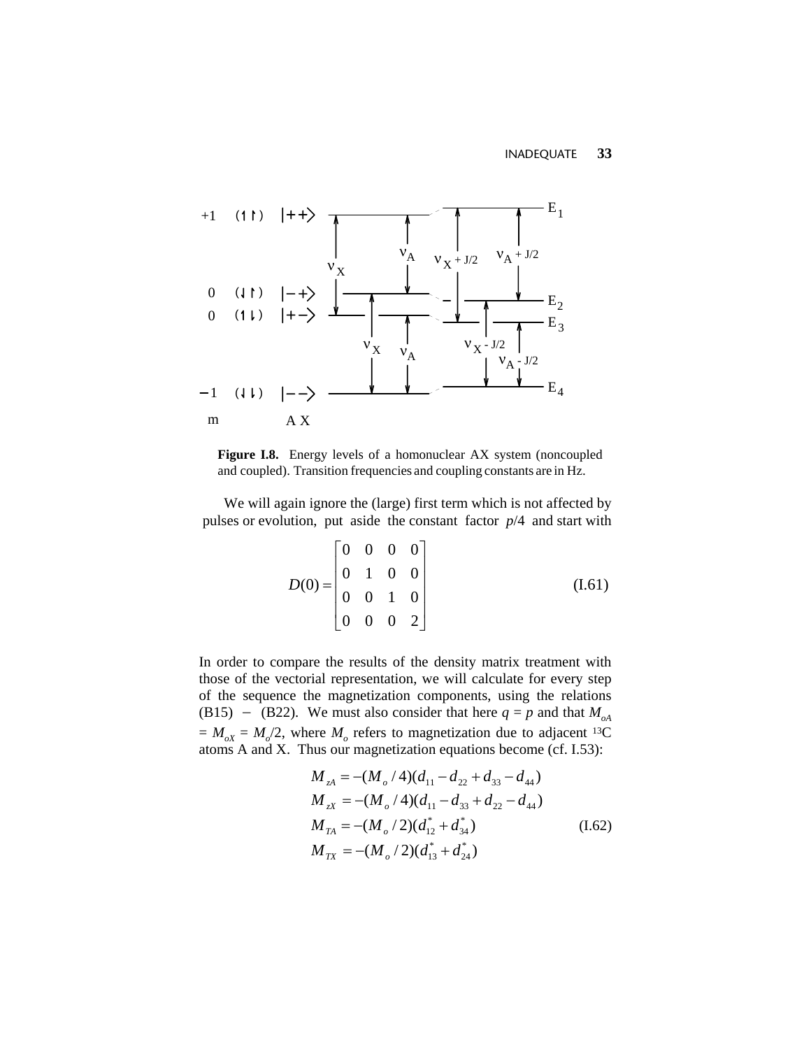**Figure I.8.** Energy levels of a homonuclear AX system (noncoupled and coupled). Transition frequencies and coupling constants are in Hz.

We will again ignore the (large) first term which is not affected by pulses or evolution, put aside the constant factor $p/4$ and start with

$$D(0) = \begin{bmatrix} 0 & 0 & 0 & 0 \\ 0 & 1 & 0 & 0 \\ 0 & 0 & 1 & 0 \\ 0 & 0 & 0 & 2 \end{bmatrix} \tag{I.61}$$

In order to compare the results of the density matrix treatment with those of the vectorial representation, we will calculate for every step of the sequence the magnetization components, using the relations (B15) $-$ (B22). We must also consider that here $q = p$ and that $M_{oA} = M_{oX} = M_o/2$, where $M_o$ refers to magnetization due to adjacent $^{13}C$ atoms A and X. Thus our magnetization equations become (cf. I.53):

$$\begin{aligned} M_{zA} &= -(M_o/4)(d_{11} - d_{22} + d_{33} - d_{44}) \\ M_{zX} &= -(M_o/4)(d_{11} - d_{33} + d_{22} - d_{44}) \\ M_{TA} &= -(M_o/2)(d_{12}^* + d_{34}^*) \\ M_{TX} &= -(M_o/2)(d_{13}^* + d_{24}^*) \end{aligned} \tag{I.62}$$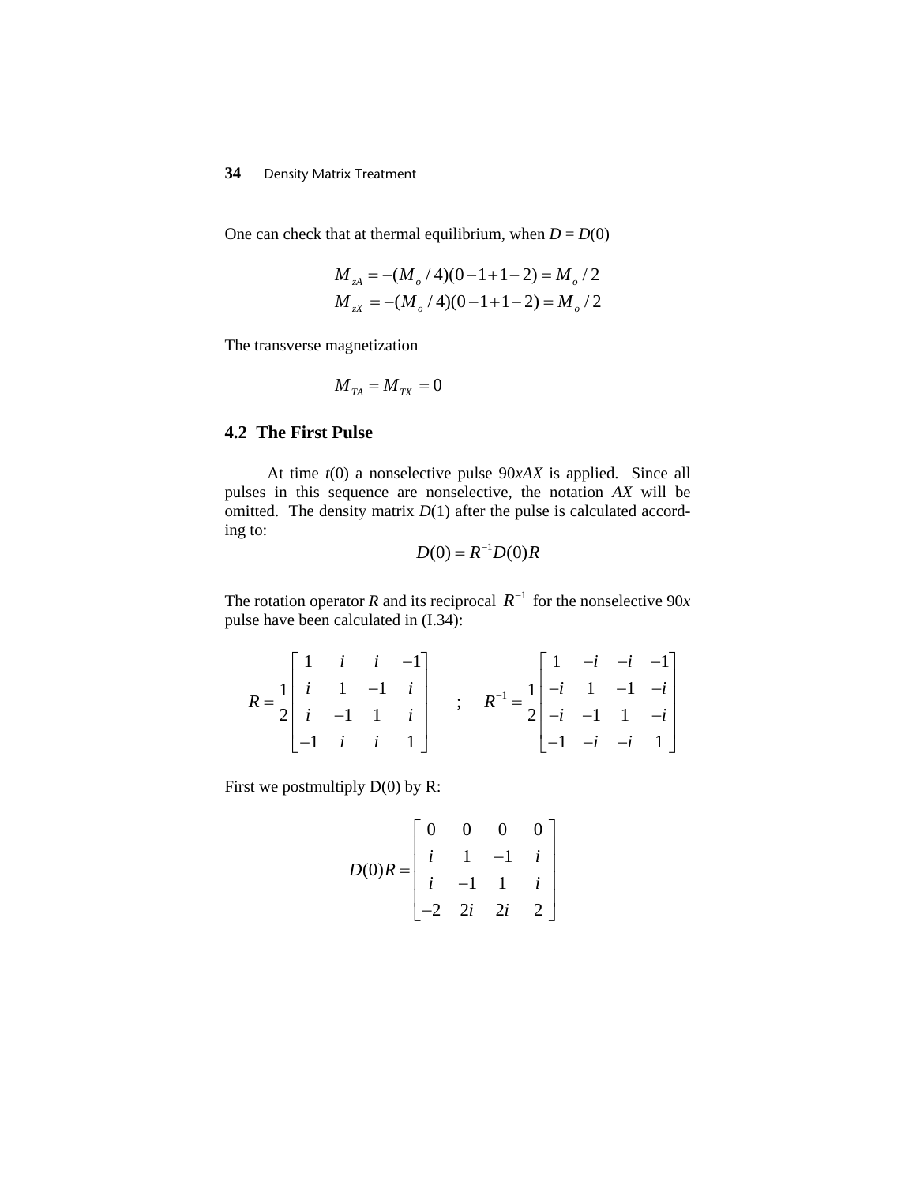One can check that at thermal equilibrium, when $D = D(0)$

$$M_{zA} = -(M_o / 4)(0 - 1 + 1 - 2) = M_o / 2$$
$$M_{zX} = -(M_o / 4)(0 - 1 + 1 - 2) = M_o / 2$$

The transverse magnetization

$$M_{TA} = M_{TX} = 0$$

## 4.2 The First Pulse

At time $t(0)$ a nonselective pulse $90xAX$ is applied. Since all pulses in this sequence are nonselective, the notation $AX$ will be omitted. The density matrix $D(1)$ after the pulse is calculated according to:

$$D(0) = R^{-1} D(0) R$$

The rotation operator $R$ and its reciprocal $R^{-1}$ for the nonselective $90x$ pulse have been calculated in (I.34):

$$R = \frac{1}{2}\begin{bmatrix} 1 & i & i & -1 \\ i & 1 & -1 & i \\ i & -1 & 1 & i \\ -1 & i & i & 1 \end{bmatrix} \quad ; \quad R^{-1} = \frac{1}{2}\begin{bmatrix} 1 & -i & -i & -1 \\ -i & 1 & -1 & -i \\ -i & -1 & 1 & -i \\ -1 & -i & -i & 1 \end{bmatrix}$$

First we postmultiply D(0) by R:

$$D(0)R = \begin{bmatrix} 0 & 0 & 0 & 0 \\ i & 1 & -1 & i \\ i & -1 & 1 & i \\ -2 & 2i & 2i & 2 \end{bmatrix}$$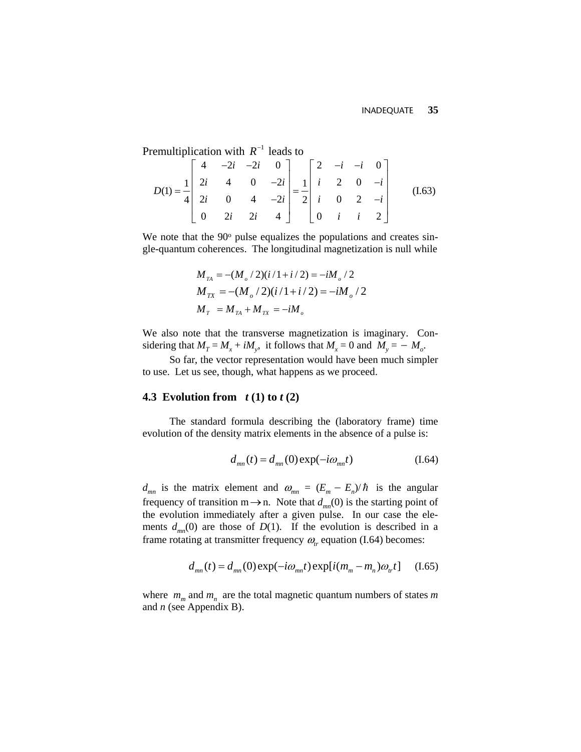Premultiplication with $R^{-1}$ leads to

$$D(1) = \frac{1}{4}\begin{bmatrix} 4 & -2i & -2i & 0 \\ 2i & 4 & 0 & -2i \\ 2i & 0 & 4 & -2i \\ 0 & 2i & 2i & 4 \end{bmatrix} = \frac{1}{2}\begin{bmatrix} 2 & -i & -i & 0 \\ i & 2 & 0 & -i \\ i & 0 & 2 & -i \\ 0 & i & i & 2 \end{bmatrix} \qquad \text{(I.63)}$$

We note that the 90° pulse equalizes the populations and creates single-quantum coherences. The longitudinal magnetization is null while

$$M_{TA} = -(M_o/2)(i/1 + i/2) = -iM_o/2$$
$$M_{TX} = -(M_o/2)(i/1 + i/2) = -iM_o/2$$
$$M_T = M_{TA} + M_{TX} = -iM_o$$

We also note that the transverse magnetization is imaginary. Considering that $M_T = M_x + iM_y$, it follows that $M_x = 0$ and $M_y = -M_o$.

So far, the vector representation would have been much simpler to use. Let us see, though, what happens as we proceed.

## 4.3 Evolution from $t$ (1) to $t$ (2)

The standard formula describing the (laboratory frame) time evolution of the density matrix elements in the absence of a pulse is:

$$d_{mn}(t) = d_{mn}(0)\exp(-i\omega_{mn}t) \qquad \text{(I.64)}$$

$d_{mn}$ is the matrix element and $\omega_{mn} = (E_m - E_n)/\hbar$ is the angular frequency of transition m$\rightarrow$n. Note that $d_{mn}(0)$ is the starting point of the evolution immediately after a given pulse. In our case the elements $d_{mn}(0)$ are those of $D(1)$. If the evolution is described in a frame rotating at transmitter frequency $\omega_{tr}$ equation (I.64) becomes:

$$d_{mn}(t) = d_{mn}(0)\exp(-i\omega_{mn}t)\exp[i(m_m - m_n)\omega_{tr}t] \qquad \text{(I.65)}$$

where $m_m$ and $m_n$ are the total magnetic quantum numbers of states $m$ and $n$ (see Appendix B).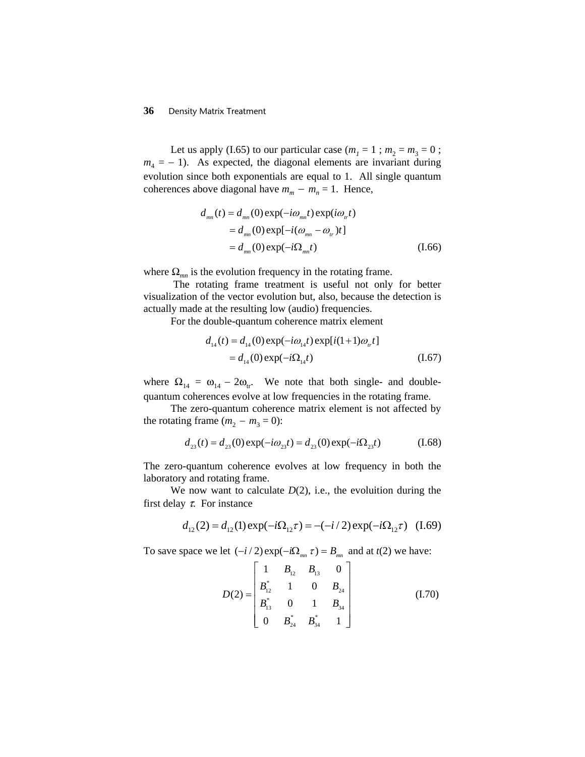Let us apply (I.65) to our particular case ($m_1 = 1$ ; $m_2 = m_3 = 0$ ; $m_4 = -1$). As expected, the diagonal elements are invariant during evolution since both exponentials are equal to 1. All single quantum coherences above diagonal have $m_m - m_n = 1$. Hence,

$$
\begin{aligned}
d_{mn}(t) &= d_{mn}(0)\exp(-i\omega_{mn}t)\exp(i\omega_{tr}t) \\
&= d_{mn}(0)\exp[-i(\omega_{mn} - \omega_{tr})t] \\
&= d_{mn}(0)\exp(-i\Omega_{mn}t)
\end{aligned}
\qquad \text{(I.66)}
$$

where $\Omega_{mn}$ is the evolution frequency in the rotating frame.

The rotating frame treatment is useful not only for better visualization of the vector evolution but, also, because the detection is actually made at the resulting low (audio) frequencies.

For the double-quantum coherence matrix element

$$
\begin{aligned}
d_{14}(t) &= d_{14}(0)\exp(-i\omega_{14}t)\exp[i(1+1)\omega_{tr}t] \\
&= d_{14}(0)\exp(-i\Omega_{14}t)
\end{aligned}
\qquad \text{(I.67)}
$$

where $\Omega_{14} = \omega_{14} - 2\omega_{tr}$. We note that both single- and double-quantum coherences evolve at low frequencies in the rotating frame.

The zero-quantum coherence matrix element is not affected by the rotating frame ($m_2 - m_3 = 0$):

$$
d_{23}(t) = d_{23}(0)\exp(-i\omega_{23}t) = d_{23}(0)\exp(-i\Omega_{23}t) \qquad \text{(I.68)}
$$

The zero-quantum coherence evolves at low frequency in both the laboratory and rotating frame.

We now want to calculate $D(2)$, i.e., the evoluition during the first delay $\tau$. For instance

$$
d_{12}(2) = d_{12}(1)\exp(-i\Omega_{12}\tau) = -(-i/2)\exp(-i\Omega_{12}\tau) \quad \text{(I.69)}
$$

To save space we let $(-i/2)\exp(-i\Omega_{mn}\,\tau) = B_{mn}$ and at $t(2)$ we have:

$$
D(2) = \begin{bmatrix} 1 & B_{12} & B_{13} & 0 \\ B_{12}^* & 1 & 0 & B_{24} \\ B_{13}^* & 0 & 1 & B_{34} \\ 0 & B_{24}^* & B_{34}^* & 1 \end{bmatrix} \qquad \text{(I.70)}
$$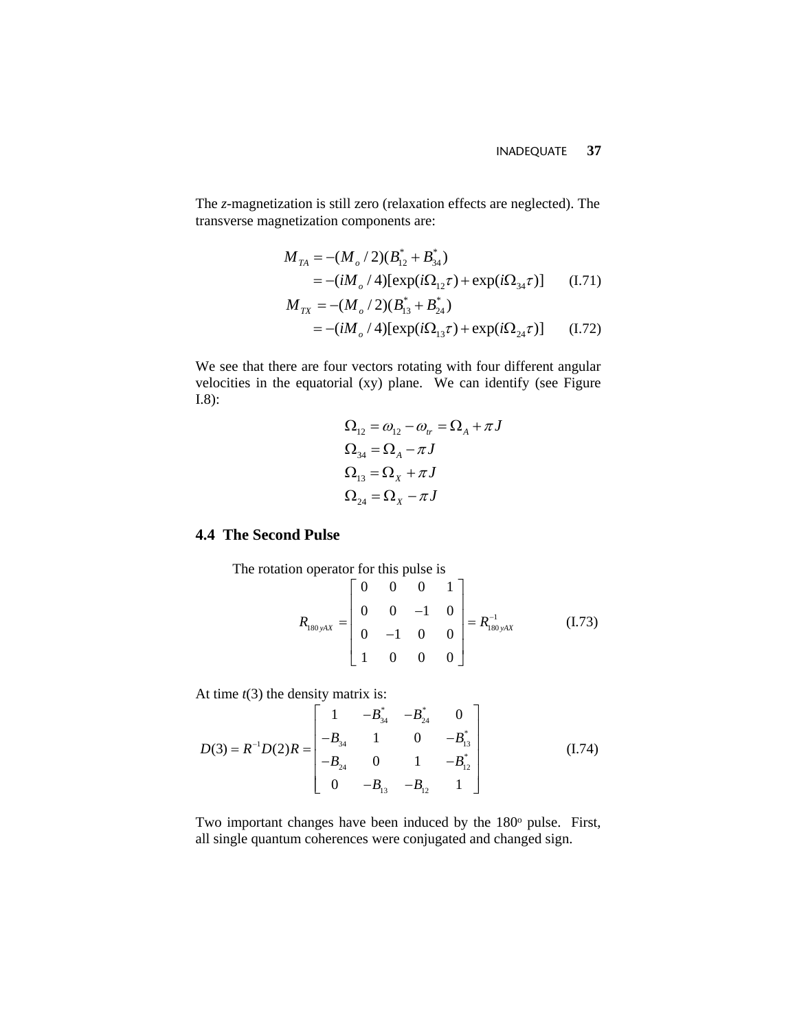The *z*-magnetization is still zero (relaxation effects are neglected). The transverse magnetization components are:

$$
\begin{aligned}
M_{TA} &= -(M_o/2)(B_{12}^* + B_{34}^*) \\
&= -(iM_o/4)[\exp(i\Omega_{12}\tau) + \exp(i\Omega_{34}\tau)] \qquad \text{(I.71)} \\
M_{TX} &= -(M_o/2)(B_{13}^* + B_{24}^*) \\
&= -(iM_o/4)[\exp(i\Omega_{13}\tau) + \exp(i\Omega_{24}\tau)] \qquad \text{(I.72)}
\end{aligned}
$$

We see that there are four vectors rotating with four different angular velocities in the equatorial (xy) plane. We can identify (see Figure I.8):

$$
\begin{aligned}
\Omega_{12} &= \omega_{12} - \omega_{tr} = \Omega_A + \pi J \\
\Omega_{34} &= \Omega_A - \pi J \\
\Omega_{13} &= \Omega_X + \pi J \\
\Omega_{24} &= \Omega_X - \pi J
\end{aligned}
$$

## 4.4 The Second Pulse

The rotation operator for this pulse is

$$
R_{180yAX} = \begin{bmatrix} 0 & 0 & 0 & 1 \\ 0 & 0 & -1 & 0 \\ 0 & -1 & 0 & 0 \\ 1 & 0 & 0 & 0 \end{bmatrix} = R_{180yAX}^{-1} \qquad \text{(I.73)}
$$

At time $t(3)$ the density matrix is:

$$
D(3) = R^{-1}D(2)R = \begin{bmatrix} 1 & -B_{34}^* & -B_{24}^* & 0 \\ -B_{34} & 1 & 0 & -B_{13}^* \\ -B_{24} & 0 & 1 & -B_{12}^* \\ 0 & -B_{13} & -B_{12} & 1 \end{bmatrix} \qquad \text{(I.74)}
$$

Two important changes have been induced by the 180° pulse. First, all single quantum coherences were conjugated and changed sign.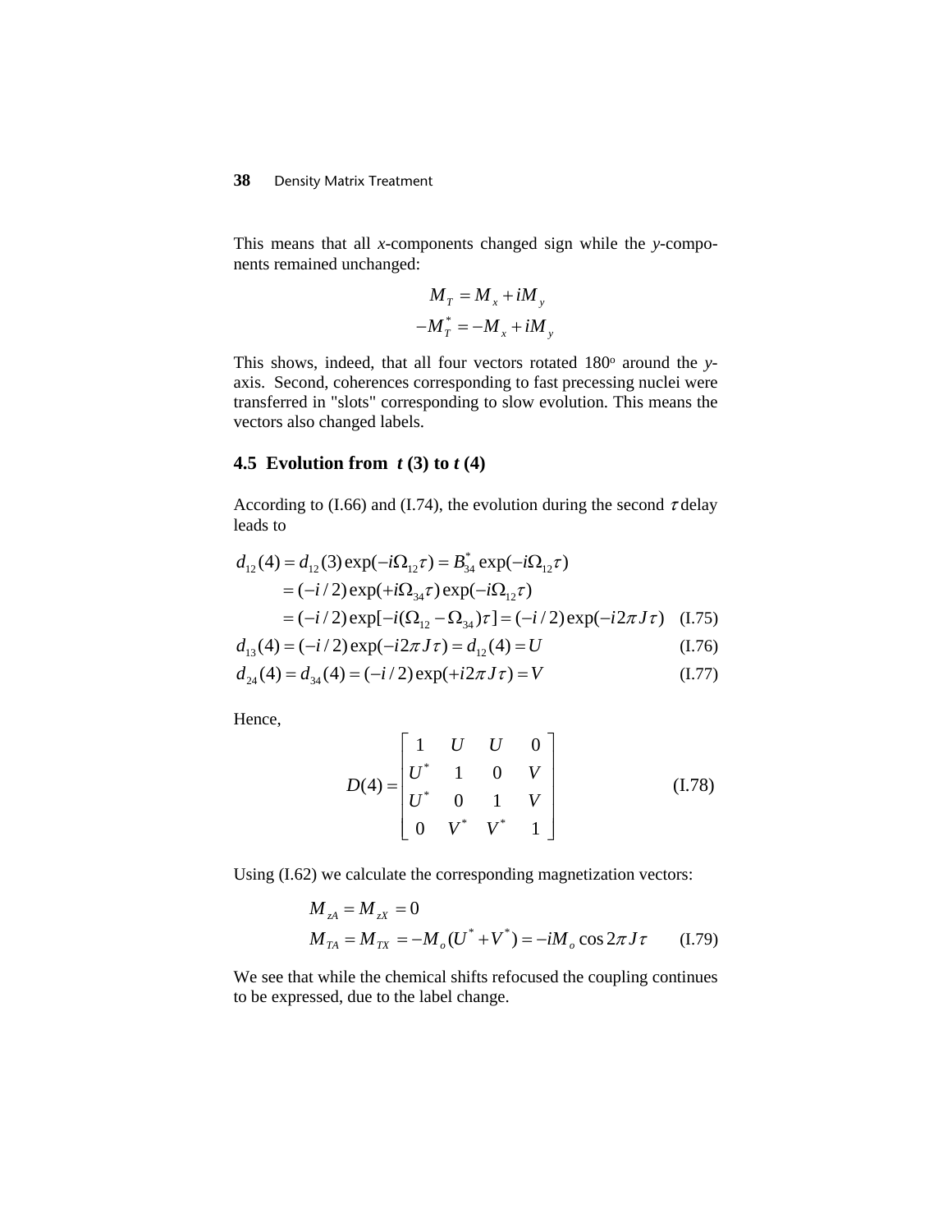This means that all *x*-components changed sign while the *y*-components remained unchanged:

$$M_T = M_x + iM_y$$
$$-M_T^* = -M_x + iM_y$$

This shows, indeed, that all four vectors rotated 180° around the *y*-axis. Second, coherences corresponding to fast precessing nuclei were transferred in "slots" corresponding to slow evolution. This means the vectors also changed labels.

### 4.5 Evolution from *t* (3) to *t* (4)

According to (I.66) and (I.74), the evolution during the second $\tau$ delay leads to

$$\begin{aligned} d_{12}(4) &= d_{12}(3)\exp(-i\Omega_{12}\tau) = B_{34}^*\exp(-i\Omega_{12}\tau) \\ &= (-i/2)\exp(+i\Omega_{34}\tau)\exp(-i\Omega_{12}\tau) \\ &= (-i/2)\exp[-i(\Omega_{12}-\Omega_{34})\tau] = (-i/2)\exp(-i2\pi J\tau) \end{aligned} \quad \text{(I.75)}$$

$$d_{13}(4) = (-i/2)\exp(-i2\pi J\tau) = d_{12}(4) = U \quad \text{(I.76)}$$

$$d_{24}(4) = d_{34}(4) = (-i/2)\exp(+i2\pi J\tau) = V \quad \text{(I.77)}$$

Hence,

$$D(4) = \begin{bmatrix} 1 & U & U & 0 \\ U^* & 1 & 0 & V \\ U^* & 0 & 1 & V \\ 0 & V^* & V^* & 1 \end{bmatrix} \quad \text{(I.78)}$$

Using (I.62) we calculate the corresponding magnetization vectors:

$$M_{zA} = M_{zX} = 0$$
$$M_{TA} = M_{TX} = -M_o(U^* + V^*) = -iM_o\cos 2\pi J\tau \quad \text{(I.79)}$$

We see that while the chemical shifts refocused the coupling continues to be expressed, due to the label change.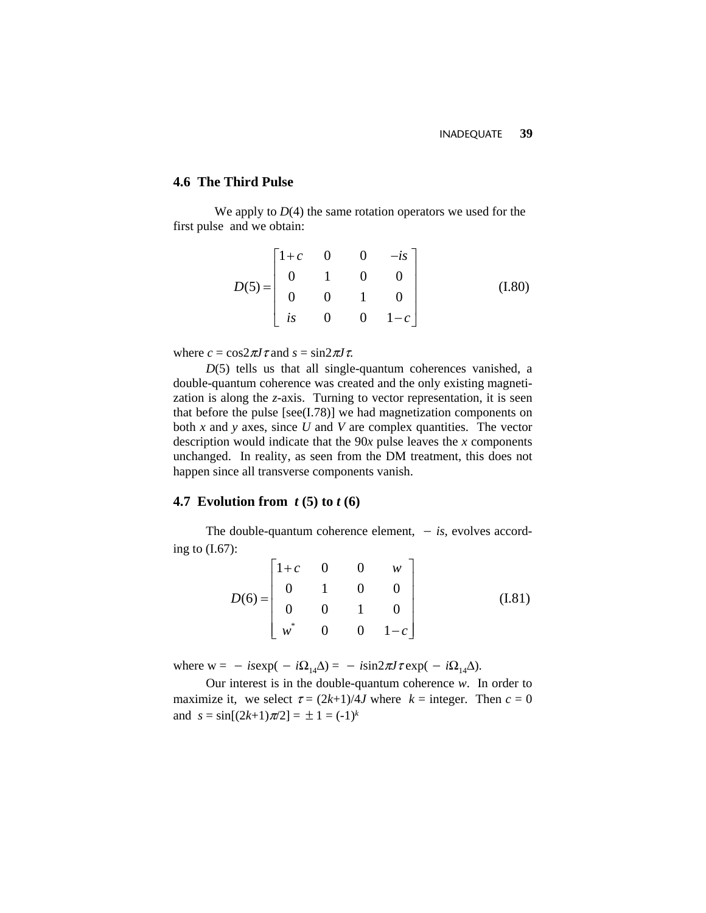## 4.6 The Third Pulse

We apply to $D(4)$ the same rotation operators we used for the first pulse and we obtain:

$$D(5) = \begin{bmatrix} 1+c & 0 & 0 & -is \\ 0 & 1 & 0 & 0 \\ 0 & 0 & 1 & 0 \\ is & 0 & 0 & 1-c \end{bmatrix} \tag{I.80}$$

where $c = \cos 2\pi J\tau$ and $s = \sin 2\pi J\tau$.

$D(5)$ tells us that all single-quantum coherences vanished, a double-quantum coherence was created and the only existing magnetization is along the *z*-axis. Turning to vector representation, it is seen that before the pulse [see(I.78)] we had magnetization components on both *x* and *y* axes, since *U* and *V* are complex quantities. The vector description would indicate that the 90*x* pulse leaves the *x* components unchanged. In reality, as seen from the DM treatment, this does not happen since all transverse components vanish.

## 4.7 Evolution from *t* (5) to *t* (6)

The double-quantum coherence element, $-is$, evolves according to (I.67):

$$D(6) = \begin{bmatrix} 1+c & 0 & 0 & w \\ 0 & 1 & 0 & 0 \\ 0 & 0 & 1 & 0 \\ w^* & 0 & 0 & 1-c \end{bmatrix} \tag{I.81}$$

where $w = -is\exp(-i\Omega_{14}\Delta) = -i\sin 2\pi J\tau \exp(-i\Omega_{14}\Delta)$.

Our interest is in the double-quantum coherence *w*. In order to maximize it, we select $\tau = (2k+1)/4J$ where $k$ = integer. Then $c = 0$ and $s = \sin[(2k+1)\pi/2] = \pm 1 = (-1)^k$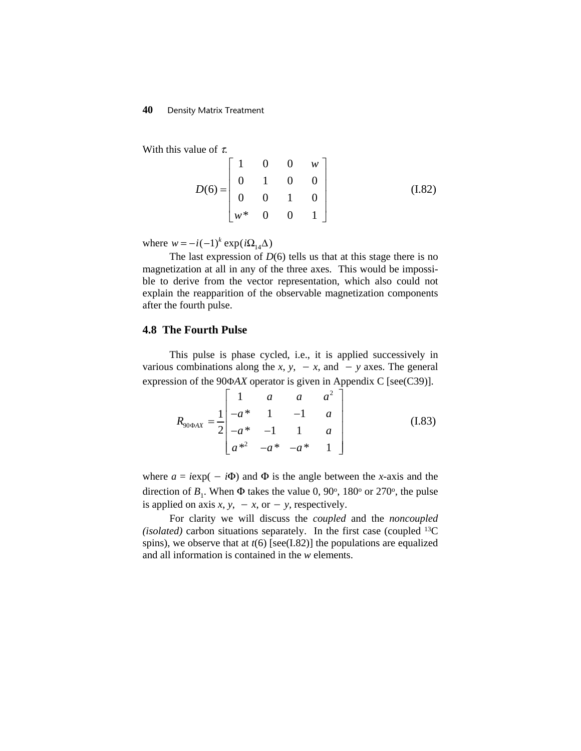With this value of $\tau$:

$$D(6) = \begin{bmatrix} 1 & 0 & 0 & w \\ 0 & 1 & 0 & 0 \\ 0 & 0 & 1 & 0 \\ w^* & 0 & 0 & 1 \end{bmatrix} \tag{I.82}$$

where $w = -i(-1)^k \exp(i\Omega_{14}\Delta)$

The last expression of $D(6)$ tells us that at this stage there is no magnetization at all in any of the three axes. This would be impossible to derive from the vector representation, which also could not explain the reapparition of the observable magnetization components after the fourth pulse.

## 4.8 The Fourth Pulse

This pulse is phase cycled, i.e., it is applied successively in various combinations along the $x$, $y$, $-x$, and $-y$ axes. The general expression of the $90\Phi AX$ operator is given in Appendix C [see(C39)].

$$R_{90\Phi AX} = \frac{1}{2}\begin{bmatrix} 1 & a & a & a^2 \\ -a^* & 1 & -1 & a \\ -a^* & -1 & 1 & a \\ a^{*2} & -a^* & -a^* & 1 \end{bmatrix} \tag{I.83}$$

where $a = i\exp(-i\Phi)$ and $\Phi$ is the angle between the $x$-axis and the direction of $B_1$. When $\Phi$ takes the value 0, 90°, 180° or 270°, the pulse is applied on axis $x$, $y$, $-x$, or $-y$, respectively.

For clarity we will discuss the *coupled* and the *noncoupled (isolated)* carbon situations separately. In the first case (coupled $^{13}$C spins), we observe that at $t(6)$ [see(I.82)] the populations are equalized and all information is contained in the $w$ elements.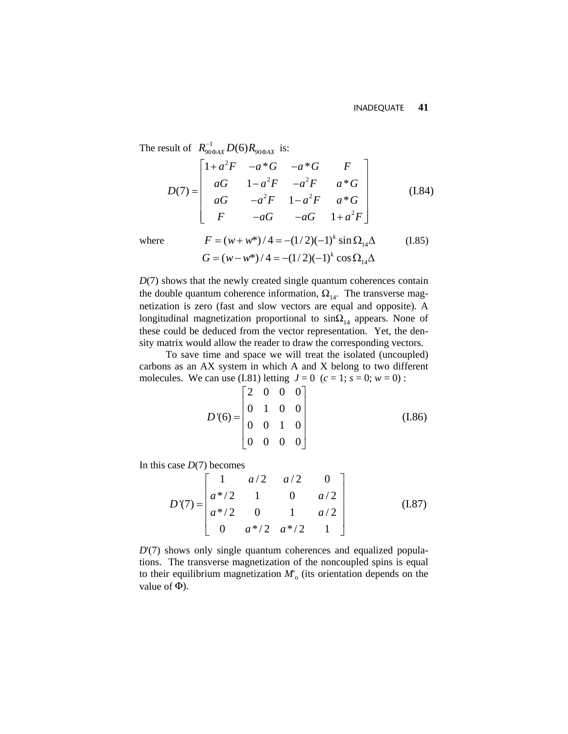The result of $R^{-1}_{90\Phi AX} D(6) R_{90\Phi AX}$ is:

$$D(7) = \begin{bmatrix} 1+a^2F & -a^*G & -a^*G & F \\ aG & 1-a^2F & -a^2F & a^*G \\ aG & -a^2F & 1-a^2F & a^*G \\ F & -aG & -aG & 1+a^2F \end{bmatrix} \tag{I.84}$$

where

$$F = (w+w^*)/4 = -(1/2)(-1)^k \sin \Omega_{14}\Delta \tag{I.85}$$
$$G = (w-w^*)/4 = -(1/2)(-1)^k \cos \Omega_{14}\Delta$$

$D(7)$ shows that the newly created single quantum coherences contain the double quantum coherence information, $\Omega_{14}$. The transverse magnetization is zero (fast and slow vectors are equal and opposite). A longitudinal magnetization proportional to $\sin\Omega_{14}$ appears. None of these could be deduced from the vector representation. Yet, the density matrix would allow the reader to draw the corresponding vectors.

To save time and space we will treat the isolated (uncoupled) carbons as an AX system in which A and X belong to two different molecules. We can use (I.81) letting $J = 0$ ($c = 1$; $s = 0$; $w = 0$) :

$$D'(6) = \begin{bmatrix} 2 & 0 & 0 & 0 \\ 0 & 1 & 0 & 0 \\ 0 & 0 & 1 & 0 \\ 0 & 0 & 0 & 0 \end{bmatrix} \tag{I.86}$$

In this case $D(7)$ becomes

$$D'(7) = \begin{bmatrix} 1 & a/2 & a/2 & 0 \\ a^*/2 & 1 & 0 & a/2 \\ a^*/2 & 0 & 1 & a/2 \\ 0 & a^*/2 & a^*/2 & 1 \end{bmatrix} \tag{I.87}$$

$D'(7)$ shows only single quantum coherences and equalized populations. The transverse magnetization of the noncoupled spins is equal to their equilibrium magnetization $M'_o$ (its orientation depends on the value of $\Phi$).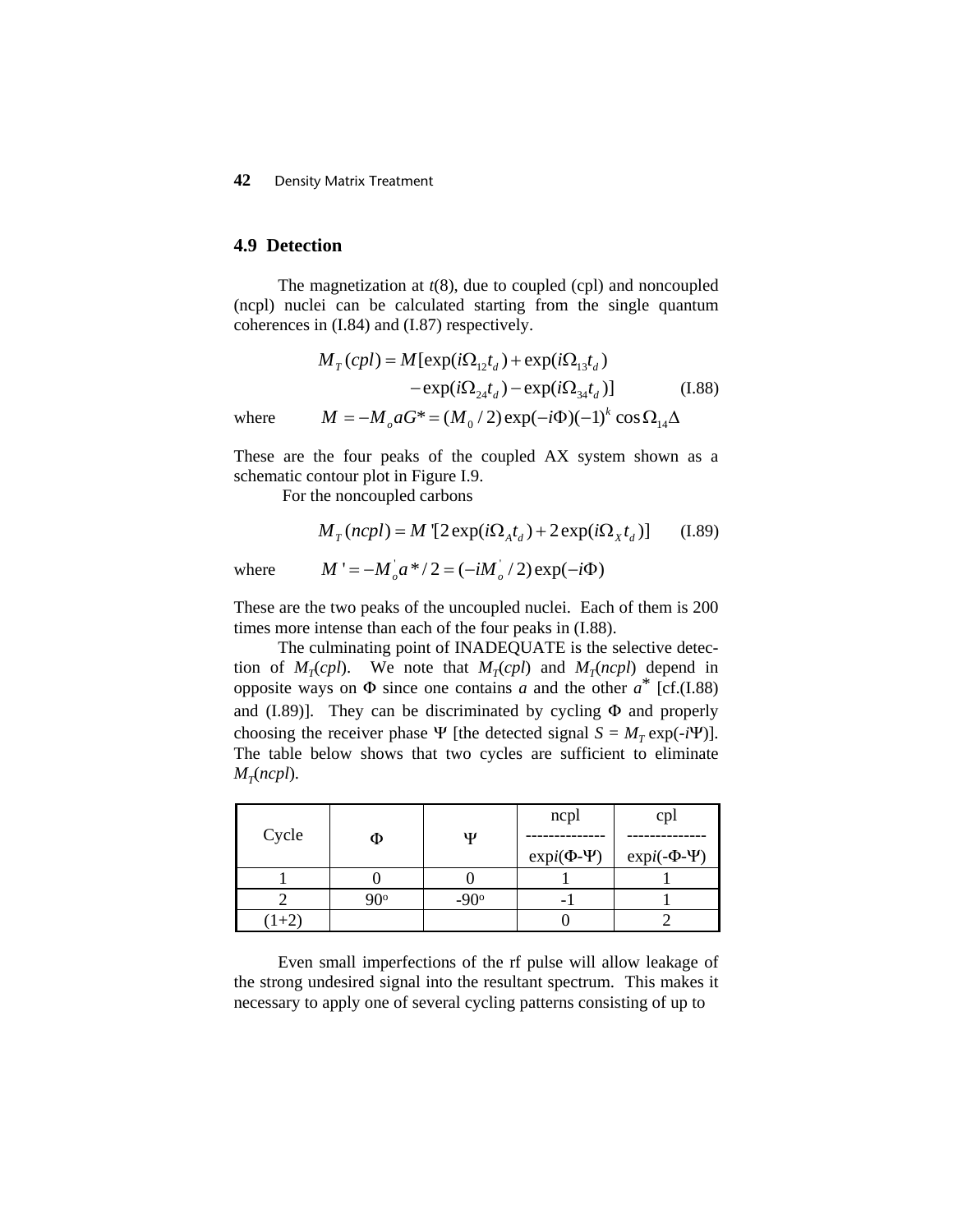## 4.9 Detection

The magnetization at $t(8)$, due to coupled (cpl) and noncoupled (ncpl) nuclei can be calculated starting from the single quantum coherences in (I.84) and (I.87) respectively.

$$M_T(cpl) = M[\exp(i\Omega_{12}t_d) + \exp(i\Omega_{13}t_d) - \exp(i\Omega_{24}t_d) - \exp(i\Omega_{34}t_d)] \qquad \text{(I.88)}$$

where $\quad M = -M_o aG^* = (M_0/2)\exp(-i\Phi)(-1)^k \cos\Omega_{14}\Delta$

These are the four peaks of the coupled AX system shown as a schematic contour plot in Figure I.9.

For the noncoupled carbons

$$M_T(ncpl) = M'[2\exp(i\Omega_A t_d) + 2\exp(i\Omega_X t_d)] \qquad \text{(I.89)}$$

where $\quad M' = -M_o^{'} a^*/2 = (-iM_o^{'}/2)\exp(-i\Phi)$

These are the two peaks of the uncoupled nuclei. Each of them is 200 times more intense than each of the four peaks in (I.88).

The culminating point of INADEQUATE is the selective detection of $M_T(cpl)$. We note that $M_T(cpl)$ and $M_T(ncpl)$ depend in opposite ways on $\Phi$ since one contains $a$ and the other $a^*$ [cf.(I.88) and (I.89)]. They can be discriminated by cycling $\Phi$ and properly choosing the receiver phase $\Psi$ [the detected signal $S = M_T \exp(-i\Psi)$]. The table below shows that two cycles are sufficient to eliminate $M_T(ncpl)$.

| Cycle | $\Phi$ | $\Psi$ | ncpl<br>--------------<br>$\exp i(\Phi\text{-}\Psi)$ | cpl<br>--------------<br>$\exp i(\text{-}\Phi\text{-}\Psi)$ |
|---|---|---|---|---|
| 1 | 0 | 0 | 1 | 1 |
| 2 | 90° | -90° | -1 | 1 |
| (1+2) | | | 0 | 2 |

Even small imperfections of the rf pulse will allow leakage of the strong undesired signal into the resultant spectrum. This makes it necessary to apply one of several cycling patterns consisting of up to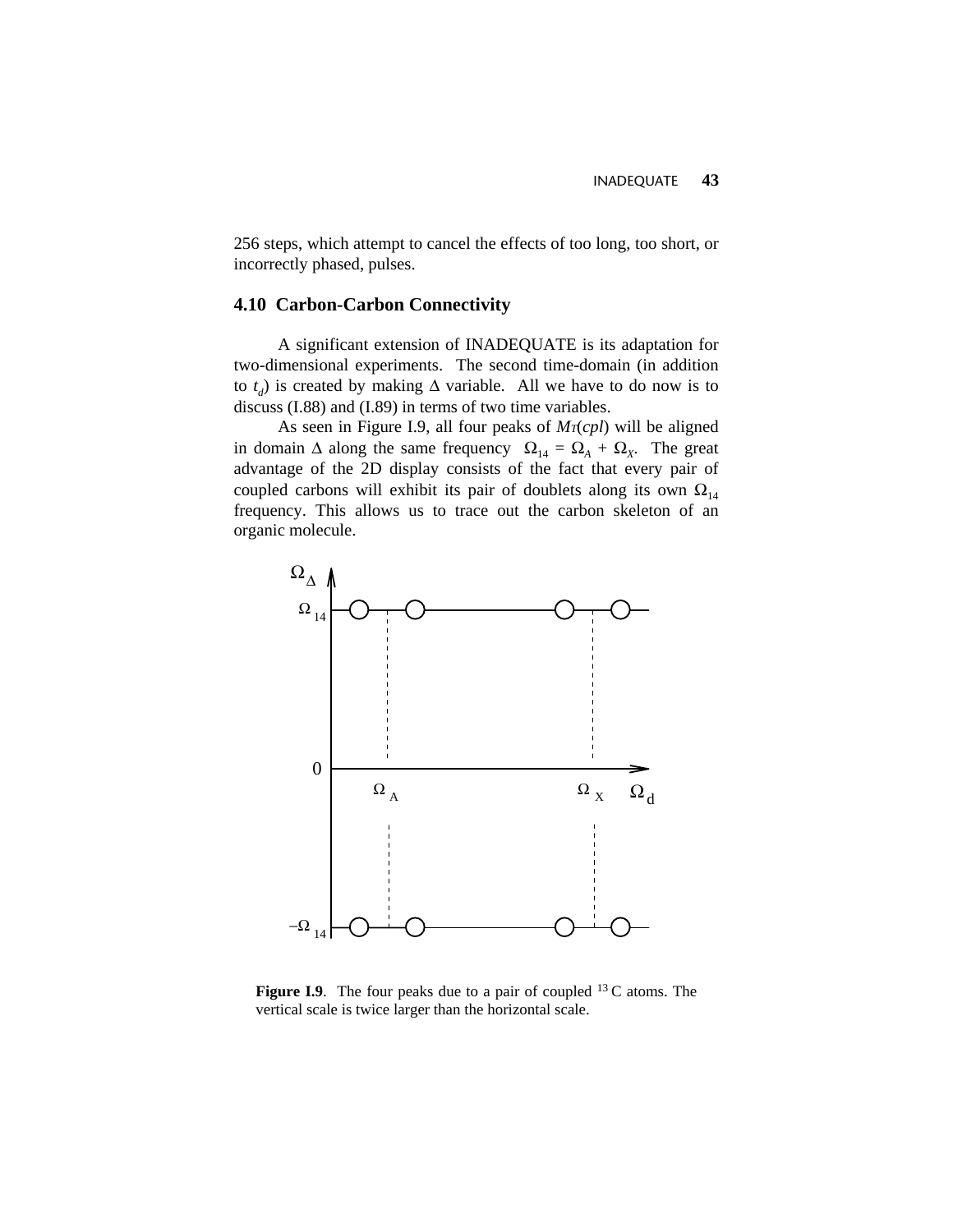256 steps, which attempt to cancel the effects of too long, too short, or incorrectly phased, pulses.

## 4.10 Carbon-Carbon Connectivity

A significant extension of INADEQUATE is its adaptation for two-dimensional experiments. The second time-domain (in addition to $t_d$) is created by making $\Delta$ variable. All we have to do now is to discuss (I.88) and (I.89) in terms of two time variables.

As seen in Figure I.9, all four peaks of $M_T(cpl)$ will be aligned in domain $\Delta$ along the same frequency $\Omega_{14} = \Omega_A + \Omega_X$. The great advantage of the 2D display consists of the fact that every pair of coupled carbons will exhibit its pair of doublets along its own $\Omega_{14}$ frequency. This allows us to trace out the carbon skeleton of an organic molecule.

**Figure I.9**. The four peaks due to a pair of coupled $^{13}C$ atoms. The vertical scale is twice larger than the horizontal scale.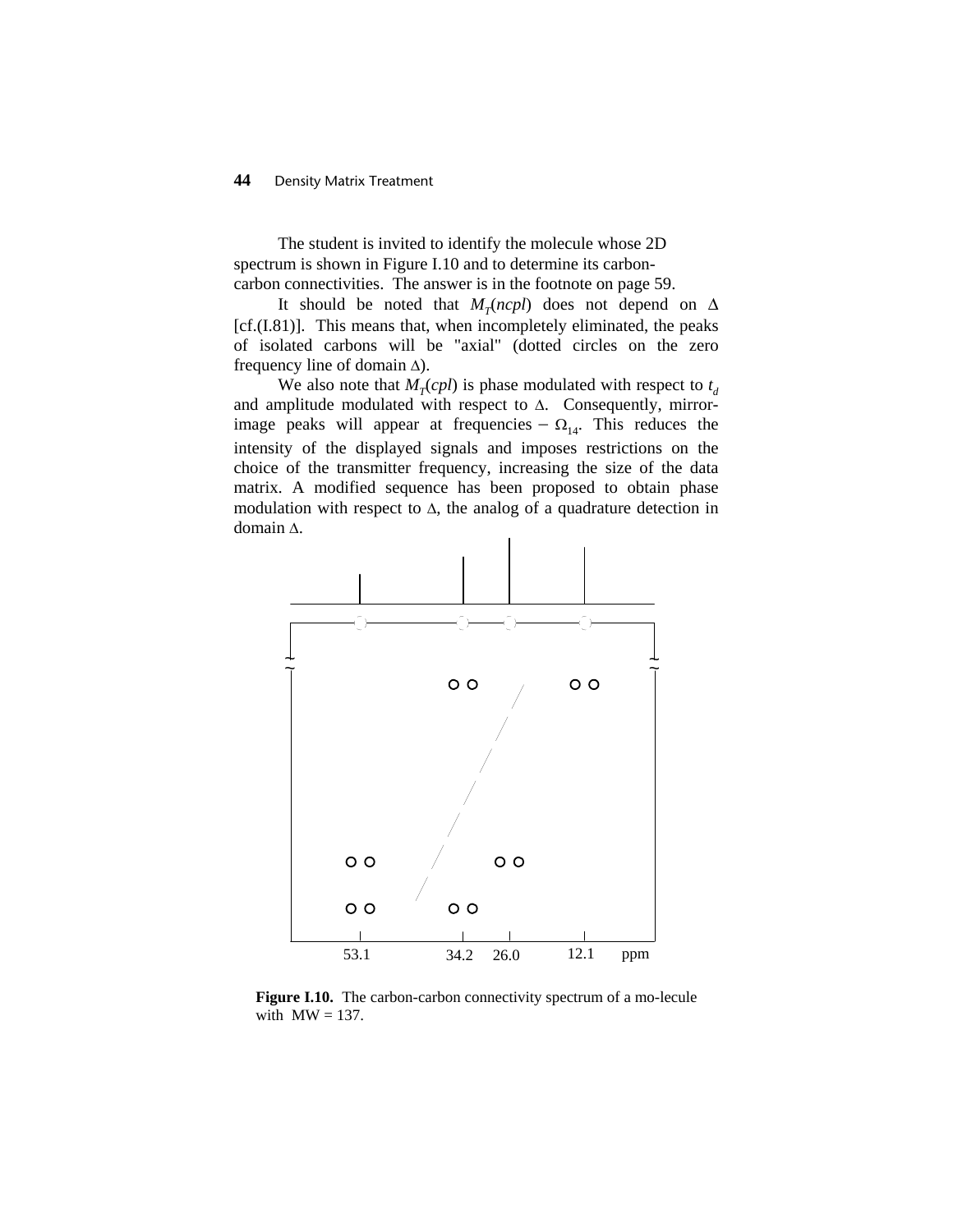The student is invited to identify the molecule whose 2D spectrum is shown in Figure I.10 and to determine its carbon-carbon connectivities. The answer is in the footnote on page 59.

It should be noted that $M_T(ncpl)$ does not depend on $\Delta$ [cf.(I.81)]. This means that, when incompletely eliminated, the peaks of isolated carbons will be "axial" (dotted circles on the zero frequency line of domain $\Delta$).

We also note that $M_T(cpl)$ is phase modulated with respect to $t_d$ and amplitude modulated with respect to $\Delta$. Consequently, mirror-image peaks will appear at frequencies $-\,\Omega_{14}$. This reduces the intensity of the displayed signals and imposes restrictions on the choice of the transmitter frequency, increasing the size of the data matrix. A modified sequence has been proposed to obtain phase modulation with respect to $\Delta$, the analog of a quadrature detection in domain $\Delta$.

53.1
34.2
26.0
12.1
ppm

**Figure I.10.** The carbon-carbon connectivity spectrum of a mo-lecule with MW = 137.